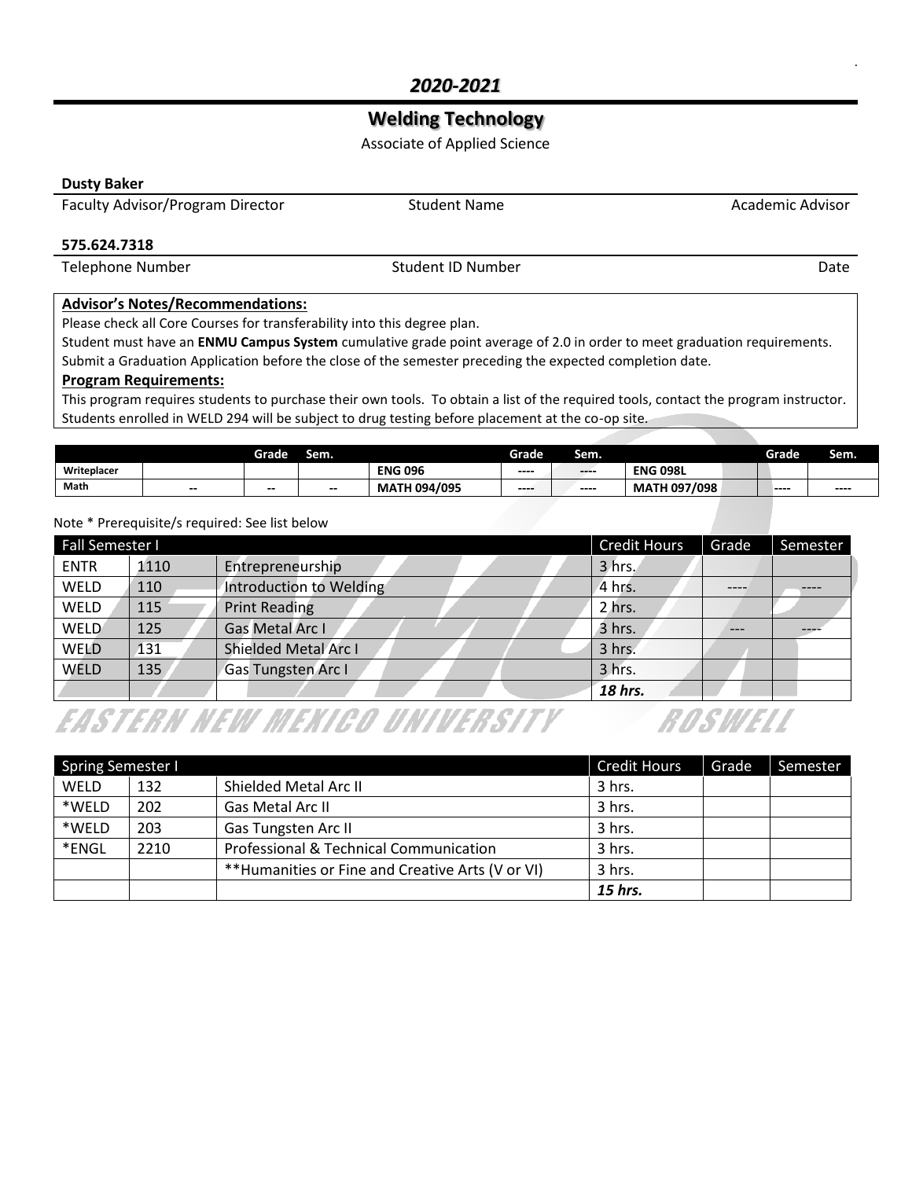## *2020-2021*

# Welding Technology

Associate of Applied Science

| **Dusty Baker** | | |
|---|---|---|
| Faculty Advisor/Program Director | Student Name | Academic Advisor |
| **575.624.7318** | | |
| Telephone Number | Student ID Number | Date |

**Advisor's Notes/Recommendations:**

Please check all Core Courses for transferability into this degree plan.

Student must have an **ENMU Campus System** cumulative grade point average of 2.0 in order to meet graduation requirements.

Submit a Graduation Application before the close of the semester preceding the expected completion date.

**Program Requirements:**

This program requires students to purchase their own tools. To obtain a list of the required tools, contact the program instructor.

Students enrolled in WELD 294 will be subject to drug testing before placement at the co-op site.

| | | Grade | Sem. | | Grade | Sem. | | Grade | Sem. |
|---|---|---|---|---|---|---|---|---|---|
| Writeplacer | | | | ENG 096 | ---- | ---- | ENG 098L | | |
| Math | -- | -- | -- | MATH 094/095 | ---- | ---- | MATH 097/098 | ---- | ---- |

Note * Prerequisite/s required: See list below

| Fall Semester I | | | Credit Hours | Grade | Semester |
|---|---|---|---|---|---|
| ENTR | 1110 | Entrepreneurship | 3 hrs. | | |
| WELD | 110 | Introduction to Welding | 4 hrs. | ---- | ---- |
| WELD | 115 | Print Reading | 2 hrs. | | |
| WELD | 125 | Gas Metal Arc I | 3 hrs. | --- | ---- |
| WELD | 131 | Shielded Metal Arc I | 3 hrs. | | |
| WELD | 135 | Gas Tungsten Arc I | 3 hrs. | | |
| | | | *18 hrs.* | | |

| Spring Semester I | | | Credit Hours | Grade | Semester |
|---|---|---|---|---|---|
| WELD | 132 | Shielded Metal Arc II | 3 hrs. | | |
| *WELD | 202 | Gas Metal Arc II | 3 hrs. | | |
| *WELD | 203 | Gas Tungsten Arc II | 3 hrs. | | |
| *ENGL | 2210 | Professional & Technical Communication | 3 hrs. | | |
| | | **Humanities or Fine and Creative Arts (V or VI) | 3 hrs. | | |
| | | | *15 hrs.* | | |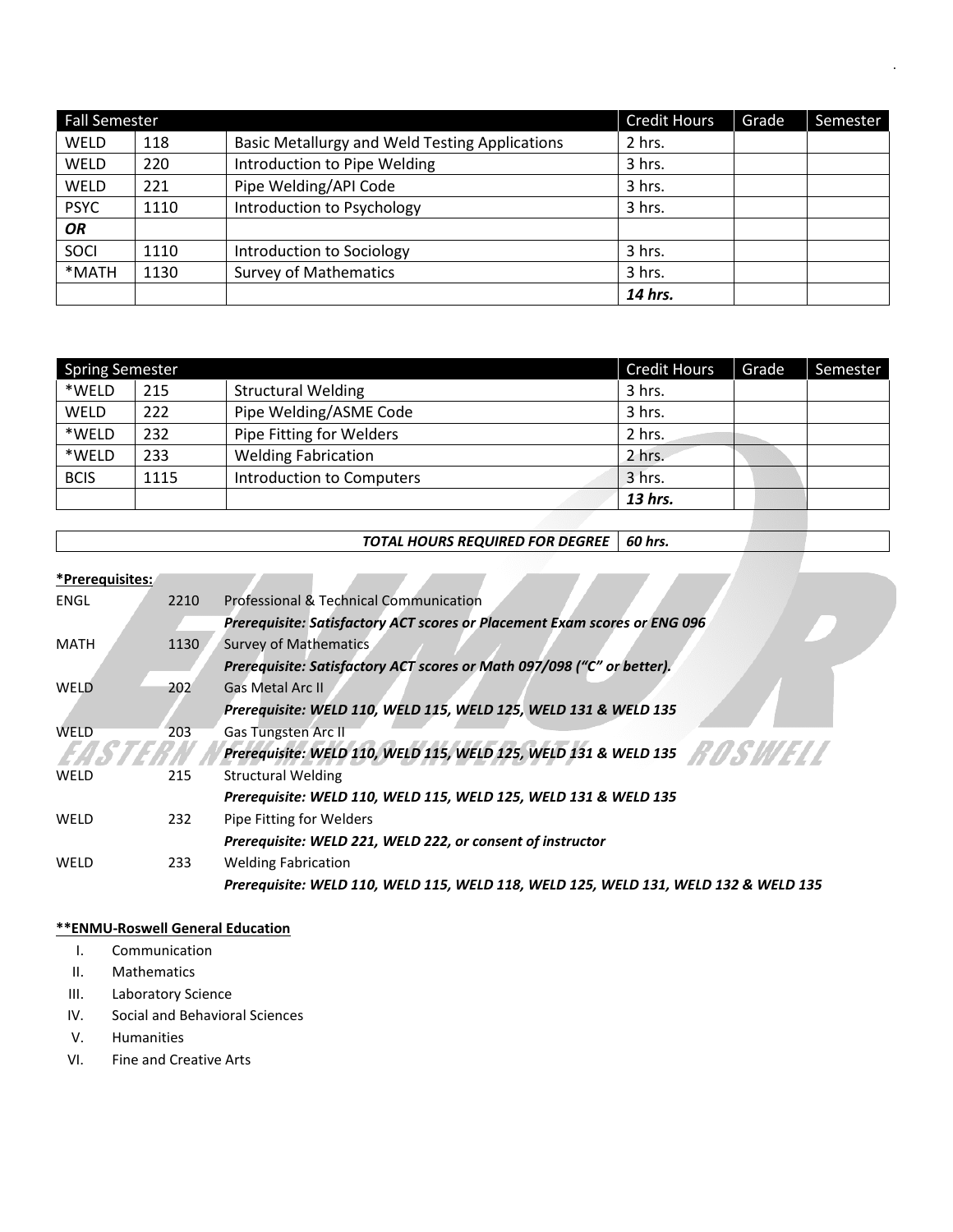| Fall Semester | | | Credit Hours | Grade | Semester |
|---|---|---|---|---|---|
| WELD | 118 | Basic Metallurgy and Weld Testing Applications | 2 hrs. | | |
| WELD | 220 | Introduction to Pipe Welding | 3 hrs. | | |
| WELD | 221 | Pipe Welding/API Code | 3 hrs. | | |
| PSYC | 1110 | Introduction to Psychology | 3 hrs. | | |
| ***OR*** | | | | | |
| SOCI | 1110 | Introduction to Sociology | 3 hrs. | | |
| *MATH | 1130 | Survey of Mathematics | 3 hrs. | | |
| | | | ***14 hrs.*** | | |

| Spring Semester | | | Credit Hours | Grade | Semester |
|---|---|---|---|---|---|
| *WELD | 215 | Structural Welding | 3 hrs. | | |
| WELD | 222 | Pipe Welding/ASME Code | 3 hrs. | | |
| *WELD | 232 | Pipe Fitting for Welders | 2 hrs. | | |
| *WELD | 233 | Welding Fabrication | 2 hrs. | | |
| BCIS | 1115 | Introduction to Computers | 3 hrs. | | |
| | | | ***13 hrs.*** | | |

| | |
|---|---|
| ***TOTAL HOURS REQUIRED FOR DEGREE*** | ***60 hrs.*** |

**\*Prerequisites:**

| | | |
|---|---|---|
| ENGL | 2210 | Professional & Technical Communication |
| | | ***Prerequisite: Satisfactory ACT scores or Placement Exam scores or ENG 096*** |
| MATH | 1130 | Survey of Mathematics |
| | | ***Prerequisite: Satisfactory ACT scores or Math 097/098 ("C" or better).*** |
| WELD | 202 | Gas Metal Arc II |
| | | ***Prerequisite: WELD 110, WELD 115, WELD 125, WELD 131 & WELD 135*** |
| WELD | 203 | Gas Tungsten Arc II |
| | | ***Prerequisite: WELD 110, WELD 115, WELD 125, WELD 131 & WELD 135*** |
| WELD | 215 | Structural Welding |
| | | ***Prerequisite: WELD 110, WELD 115, WELD 125, WELD 131 & WELD 135*** |
| WELD | 232 | Pipe Fitting for Welders |
| | | ***Prerequisite: WELD 221, WELD 222, or consent of instructor*** |
| WELD | 233 | Welding Fabrication |
| | | ***Prerequisite: WELD 110, WELD 115, WELD 118, WELD 125, WELD 131, WELD 132 & WELD 135*** |

**\*\*ENMU-Roswell General Education**

I. Communication
II. Mathematics
III. Laboratory Science
IV. Social and Behavioral Sciences
V. Humanities
VI. Fine and Creative Arts